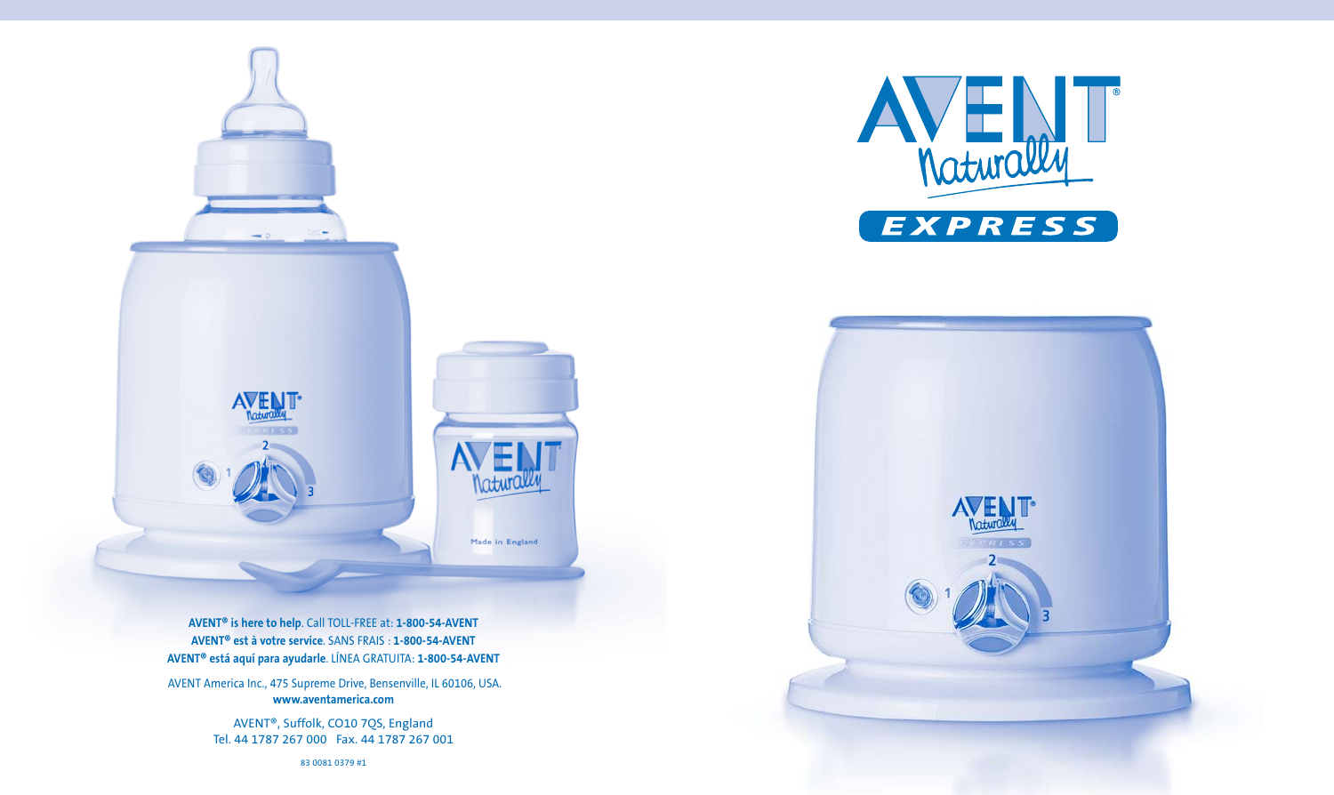# AVENT Naturally EXPRESS

**AVENT® is here to help**. Call TOLL-FREE at: **1-800-54-AVENT**
**AVENT® est à votre service**. SANS FRAIS : **1-800-54-AVENT**
**AVENT® está aquí para ayudarle**. LÍNEA GRATUITA: **1-800-54-AVENT**

AVENT America Inc., 475 Supreme Drive, Bensenville, IL 60106, USA.
**www.aventamerica.com**

AVENT®, Suffolk, CO10 7QS, England
Tel. 44 1787 267 000 Fax. 44 1787 267 001

83 0081 0379 #1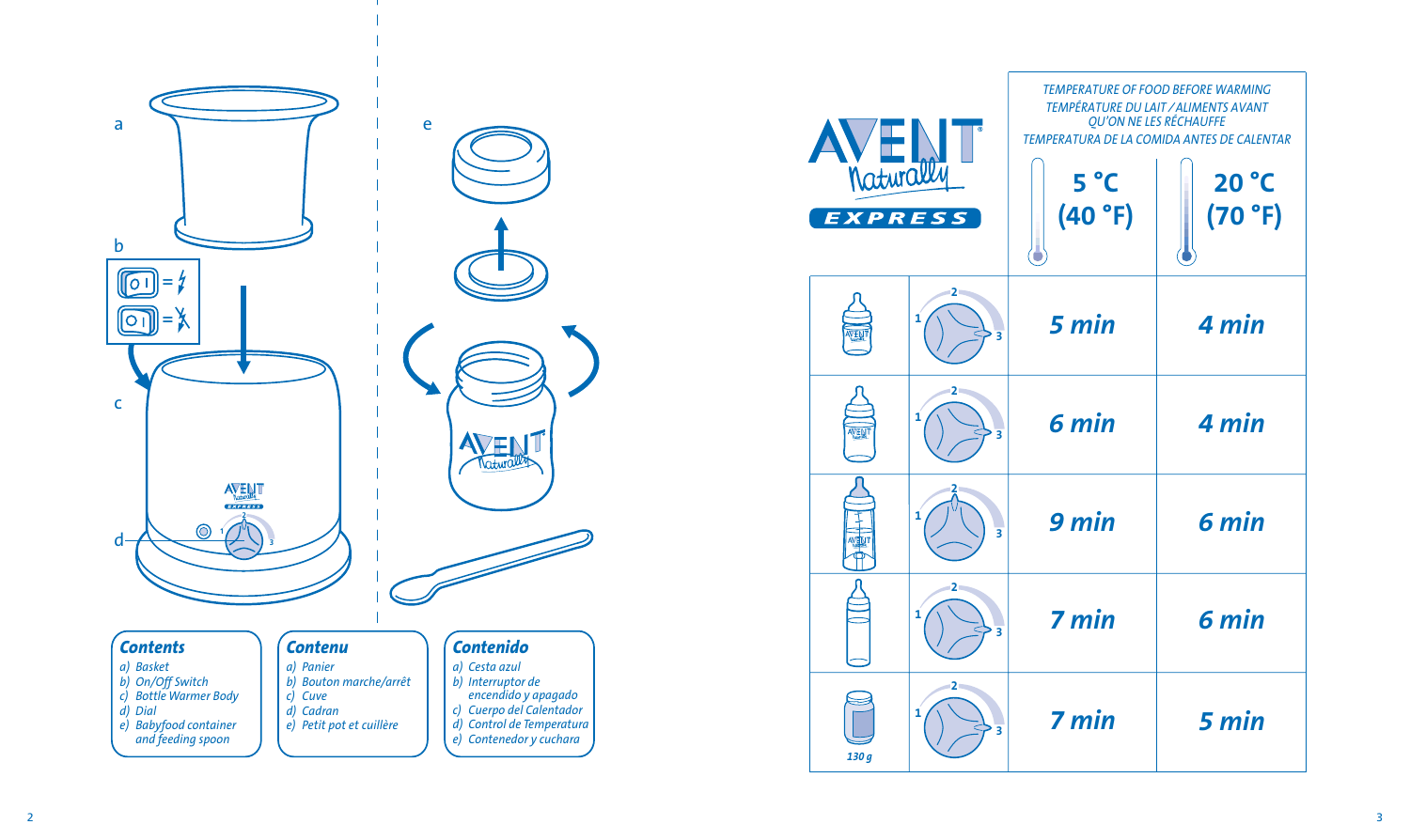a

b

c

d

e

### Contents
a) Basket
b) On/Off Switch
c) Bottle Warmer Body
d) Dial
e) Babyfood container and feeding spoon

### Contenu
a) Panier
b) Bouton marche/arrêt
c) Cuve
d) Cadran
e) Petit pot et cuillère

### Contenido
a) Cesta azul
b) Interruptor de encendido y apagado
c) Cuerpo del Calentador
d) Control de Temperatura
e) Contenedor y cuchara

AVENT Naturally EXPRESS

| | | TEMPERATURE OF FOOD BEFORE WARMING / TEMPÉRATURE DU LAIT / ALIMENTS AVANT QU'ON NE LES RÉCHAUFFE / TEMPERATURA DE LA COMIDA ANTES DE CALENTAR | |
|---|---|---|---|
| | | 5 °C (40 °F) | 20 °C (70 °F) |
| | 3 | 5 min | 4 min |
| | 3 | 6 min | 4 min |
| | 2 | 9 min | 6 min |
| | 3 | 7 min | 6 min |
| 130 g | 3 | 7 min | 5 min |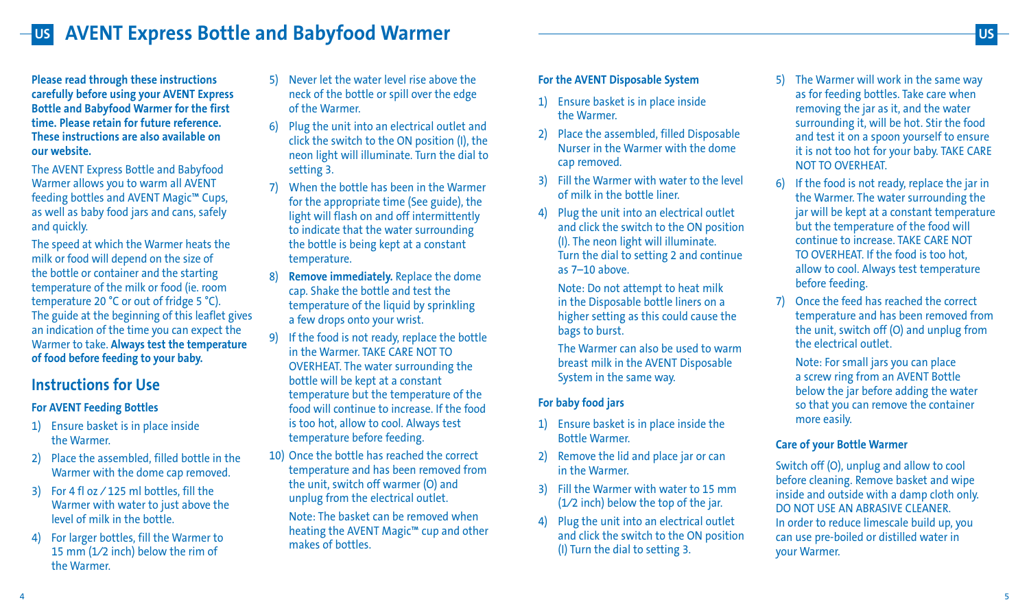# AVENT Express Bottle and Babyfood Warmer

**Please read through these instructions carefully before using your AVENT Express Bottle and Babyfood Warmer for the first time. Please retain for future reference. These instructions are also available on our website.**

The AVENT Express Bottle and Babyfood Warmer allows you to warm all AVENT feeding bottles and AVENT Magic™ Cups, as well as baby food jars and cans, safely and quickly.

The speed at which the Warmer heats the milk or food will depend on the size of the bottle or container and the starting temperature of the milk or food (ie. room temperature 20 °C or out of fridge 5 °C). The guide at the beginning of this leaflet gives an indication of the time you can expect the Warmer to take. **Always test the temperature of food before feeding to your baby.**

## Instructions for Use

### For AVENT Feeding Bottles

1) Ensure basket is in place inside the Warmer.
2) Place the assembled, filled bottle in the Warmer with the dome cap removed.
3) For 4 fl oz / 125 ml bottles, fill the Warmer with water to just above the level of milk in the bottle.
4) For larger bottles, fill the Warmer to 15 mm (1/2 inch) below the rim of the Warmer.
5) Never let the water level rise above the neck of the bottle or spill over the edge of the Warmer.
6) Plug the unit into an electrical outlet and click the switch to the ON position (I), the neon light will illuminate. Turn the dial to setting 3.
7) When the bottle has been in the Warmer for the appropriate time (See guide), the light will flash on and off intermittently to indicate that the water surrounding the bottle is being kept at a constant temperature.
8) **Remove immediately.** Replace the dome cap. Shake the bottle and test the temperature of the liquid by sprinkling a few drops onto your wrist.
9) If the food is not ready, replace the bottle in the Warmer. TAKE CARE NOT TO OVERHEAT. The water surrounding the bottle will be kept at a constant temperature but the temperature of the food will continue to increase. If the food is too hot, allow to cool. Always test temperature before feeding.
10) Once the bottle has reached the correct temperature and has been removed from the unit, switch off warmer (O) and unplug from the electrical outlet.

    Note: The basket can be removed when heating the AVENT Magic™ cup and other makes of bottles.

### For the AVENT Disposable System

1) Ensure basket is in place inside the Warmer.
2) Place the assembled, filled Disposable Nurser in the Warmer with the dome cap removed.
3) Fill the Warmer with water to the level of milk in the bottle liner.
4) Plug the unit into an electrical outlet and click the switch to the ON position (I). The neon light will illuminate. Turn the dial to setting 2 and continue as 7–10 above.

   Note: Do not attempt to heat milk in the Disposable bottle liners on a higher setting as this could cause the bags to burst.

   The Warmer can also be used to warm breast milk in the AVENT Disposable System in the same way.

### For baby food jars

1) Ensure basket is in place inside the Bottle Warmer.
2) Remove the lid and place jar or can in the Warmer.
3) Fill the Warmer with water to 15 mm (1/2 inch) below the top of the jar.
4) Plug the unit into an electrical outlet and click the switch to the ON position (I) Turn the dial to setting 3.
5) The Warmer will work in the same way as for feeding bottles. Take care when removing the jar as it, and the water surrounding it, will be hot. Stir the food and test it on a spoon yourself to ensure it is not too hot for your baby. TAKE CARE NOT TO OVERHEAT.
6) If the food is not ready, replace the jar in the Warmer. The water surrounding the jar will be kept at a constant temperature but the temperature of the food will continue to increase. TAKE CARE NOT TO OVERHEAT. If the food is too hot, allow to cool. Always test temperature before feeding.
7) Once the feed has reached the correct temperature and has been removed from the unit, switch off (O) and unplug from the electrical outlet.

   Note: For small jars you can place a screw ring from an AVENT Bottle below the jar before adding the water so that you can remove the container more easily.

### Care of your Bottle Warmer

Switch off (O), unplug and allow to cool before cleaning. Remove basket and wipe inside and outside with a damp cloth only. DO NOT USE AN ABRASIVE CLEANER. In order to reduce limescale build up, you can use pre-boiled or distilled water in your Warmer.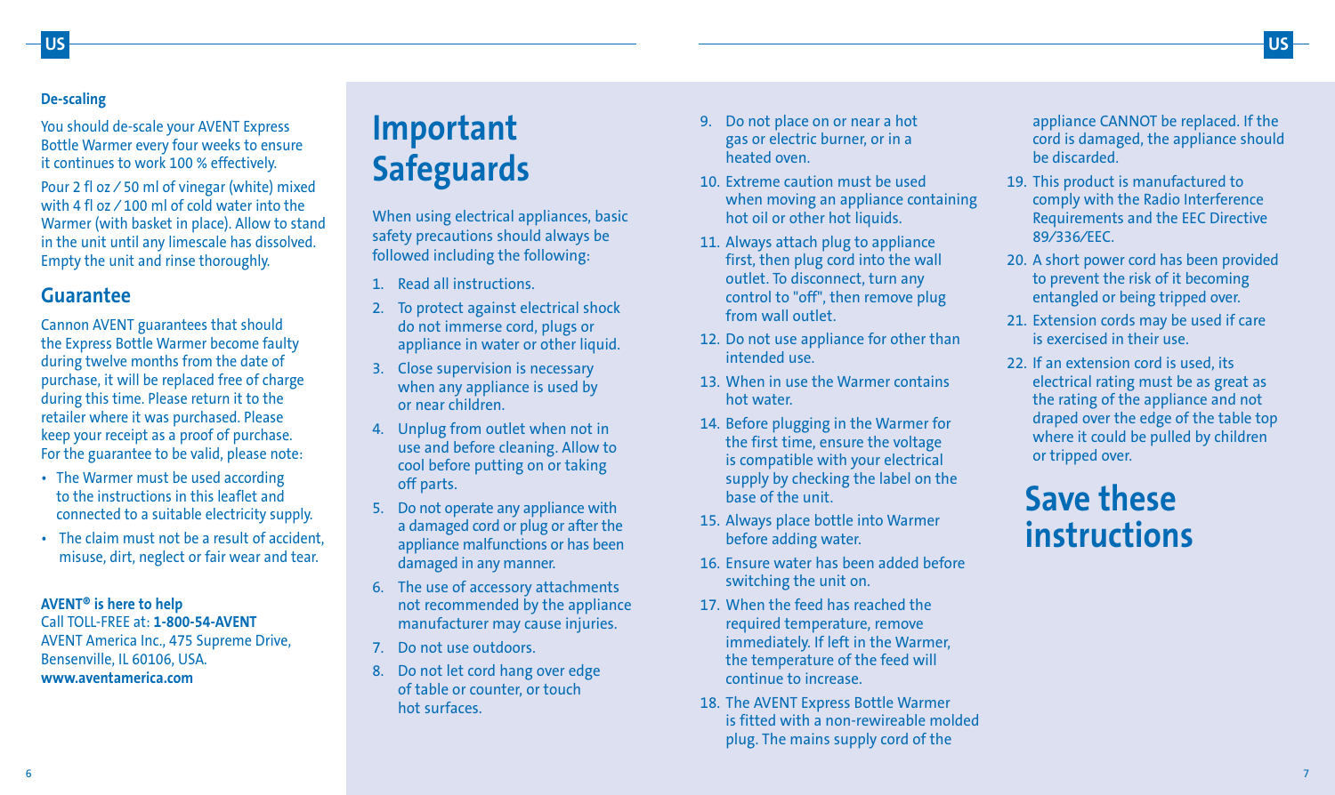### De-scaling

You should de-scale your AVENT Express Bottle Warmer every four weeks to ensure it continues to work 100 % effectively.

Pour 2 fl oz / 50 ml of vinegar (white) mixed with 4 fl oz / 100 ml of cold water into the Warmer (with basket in place). Allow to stand in the unit until any limescale has dissolved. Empty the unit and rinse thoroughly.

## Guarantee

Cannon AVENT guarantees that should the Express Bottle Warmer become faulty during twelve months from the date of purchase, it will be replaced free of charge during this time. Please return it to the retailer where it was purchased. Please keep your receipt as a proof of purchase. For the guarantee to be valid, please note:

- The Warmer must be used according to the instructions in this leaflet and connected to a suitable electricity supply.
- The claim must not be a result of accident, misuse, dirt, neglect or fair wear and tear.

**AVENT® is here to help**
Call TOLL-FREE at: **1-800-54-AVENT**
AVENT America Inc., 475 Supreme Drive, Bensenville, IL 60106, USA.
**www.aventamerica.com**

# Important Safeguards

When using electrical appliances, basic safety precautions should always be followed including the following:

1. Read all instructions.
2. To protect against electrical shock do not immerse cord, plugs or appliance in water or other liquid.
3. Close supervision is necessary when any appliance is used by or near children.
4. Unplug from outlet when not in use and before cleaning. Allow to cool before putting on or taking off parts.
5. Do not operate any appliance with a damaged cord or plug or after the appliance malfunctions or has been damaged in any manner.
6. The use of accessory attachments not recommended by the appliance manufacturer may cause injuries.
7. Do not use outdoors.
8. Do not let cord hang over edge of table or counter, or touch hot surfaces.
9. Do not place on or near a hot gas or electric burner, or in a heated oven.
10. Extreme caution must be used when moving an appliance containing hot oil or other hot liquids.
11. Always attach plug to appliance first, then plug cord into the wall outlet. To disconnect, turn any control to "off", then remove plug from wall outlet.
12. Do not use appliance for other than intended use.
13. When in use the Warmer contains hot water.
14. Before plugging in the Warmer for the first time, ensure the voltage is compatible with your electrical supply by checking the label on the base of the unit.
15. Always place bottle into Warmer before adding water.
16. Ensure water has been added before switching the unit on.
17. When the feed has reached the required temperature, remove immediately. If left in the Warmer, the temperature of the feed will continue to increase.
18. The AVENT Express Bottle Warmer is fitted with a non-rewireable molded plug. The mains supply cord of the appliance CANNOT be replaced. If the cord is damaged, the appliance should be discarded.
19. This product is manufactured to comply with the Radio Interference Requirements and the EEC Directive 89/336/EEC.
20. A short power cord has been provided to prevent the risk of it becoming entangled or being tripped over.
21. Extension cords may be used if care is exercised in their use.
22. If an extension cord is used, its electrical rating must be as great as the rating of the appliance and not draped over the edge of the table top where it could be pulled by children or tripped over.

# Save these instructions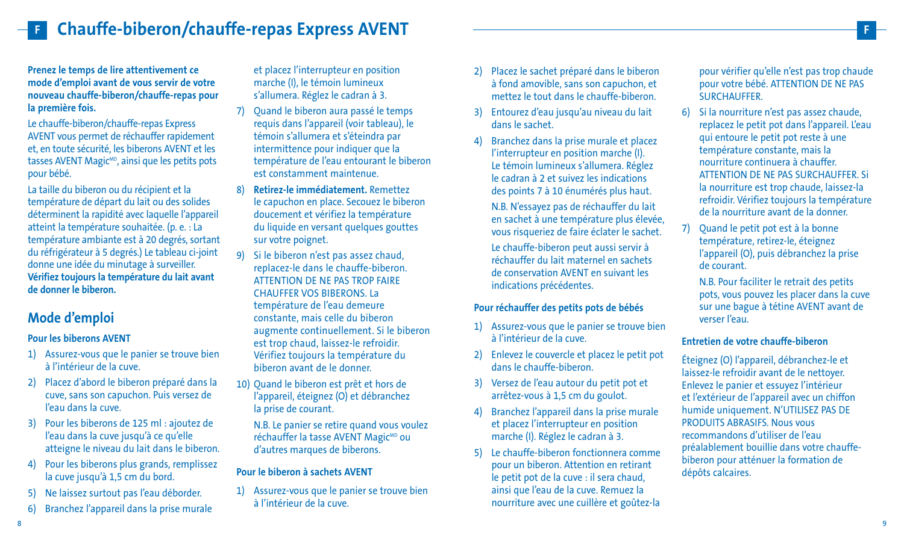# Chauffe-biberon/chauffe-repas Express AVENT

**Prenez le temps de lire attentivement ce mode d'emploi avant de vous servir de votre nouveau chauffe-biberon/chauffe-repas pour la première fois.**

Le chauffe-biberon/chauffe-repas Express AVENT vous permet de réchauffer rapidement et, en toute sécurité, les biberons AVENT et les tasses AVENT Magic[MD], ainsi que les petits pots pour bébé.

La taille du biberon ou du récipient et la température de départ du lait ou des solides déterminent la rapidité avec laquelle l'appareil atteint la température souhaitée. (p. e. : La température ambiante est à 20 degrés, sortant du réfrigérateur à 5 degrés.) Le tableau ci-joint donne une idée du minutage à surveiller. **Vérifiez toujours la température du lait avant de donner le biberon.**

## Mode d'emploi

### Pour les biberons AVENT

1) Assurez-vous que le panier se trouve bien à l'intérieur de la cuve.
2) Placez d'abord le biberon préparé dans la cuve, sans son capuchon. Puis versez de l'eau dans la cuve.
3) Pour les biberons de 125 ml : ajoutez de l'eau dans la cuve jusqu'à ce qu'elle atteigne le niveau du lait dans le biberon.
4) Pour les biberons plus grands, remplissez la cuve jusqu'à 1,5 cm du bord.
5) Ne laissez surtout pas l'eau déborder.
6) Branchez l'appareil dans la prise murale et placez l'interrupteur en position marche (I), le témoin lumineux s'allumera. Réglez le cadran à 3.
7) Quand le biberon aura passé le temps requis dans l'appareil (voir tableau), le témoin s'allumera et s'éteindra par intermittence pour indiquer que la température de l'eau entourant le biberon est constamment maintenue.
8) **Retirez-le immédiatement.** Remettez le capuchon en place. Secouez le biberon doucement et vérifiez la température du liquide en versant quelques gouttes sur votre poignet.
9) Si le biberon n'est pas assez chaud, replacez-le dans le chauffe-biberon. ATTENTION DE NE PAS TROP FAIRE CHAUFFER VOS BIBERONS. La température de l'eau demeure constante, mais celle du biberon augmente continuellement. Si le biberon est trop chaud, laissez-le refroidir. Vérifiez toujours la température du biberon avant de le donner.
10) Quand le biberon est prêt et hors de l'appareil, éteignez (O) et débranchez la prise de courant.

    N.B. Le panier se retire quand vous voulez réchauffer la tasse AVENT Magic[MD] ou d'autres marques de biberons.

### Pour le biberon à sachets AVENT

1) Assurez-vous que le panier se trouve bien à l'intérieur de la cuve.
2) Placez le sachet préparé dans le biberon à fond amovible, sans son capuchon, et mettez le tout dans le chauffe-biberon.
3) Entourez d'eau jusqu'au niveau du lait dans le sachet.
4) Branchez dans la prise murale et placez l'interrupteur en position marche (I). Le témoin lumineux s'allumera. Réglez le cadran à 2 et suivez les indications des points 7 à 10 énumérés plus haut.

    N.B. N'essayez pas de réchauffer du lait en sachet à une température plus élevée, vous risqueriez de faire éclater le sachet.

    Le chauffe-biberon peut aussi servir à réchauffer du lait maternel en sachets de conservation AVENT en suivant les indications précédentes.

### Pour réchauffer des petits pots de bébés

1) Assurez-vous que le panier se trouve bien à l'intérieur de la cuve.
2) Enlevez le couvercle et placez le petit pot dans le chauffe-biberon.
3) Versez de l'eau autour du petit pot et arrêtez-vous à 1,5 cm du goulot.
4) Branchez l'appareil dans la prise murale et placez l'interrupteur en position marche (I). Réglez le cadran à 3.
5) Le chauffe-biberon fonctionnera comme pour un biberon. Attention en retirant le petit pot de la cuve : il sera chaud, ainsi que l'eau de la cuve. Remuez la nourriture avec une cuillère et goûtez-la pour vérifier qu'elle n'est pas trop chaude pour votre bébé. ATTENTION DE NE PAS SURCHAUFFER.
6) Si la nourriture n'est pas assez chaude, replacez le petit pot dans l'appareil. L'eau qui entoure le petit pot reste à une température constante, mais la nourriture continuera à chauffer. ATTENTION DE NE PAS SURCHAUFFER. Si la nourriture est trop chaude, laissez-la refroidir. Vérifiez toujours la température de la nourriture avant de la donner.
7) Quand le petit pot est à la bonne température, retirez-le, éteignez l'appareil (O), puis débranchez la prise de courant.

    N.B. Pour faciliter le retrait des petits pots, vous pouvez les placer dans la cuve sur une bague à tétine AVENT avant de verser l'eau.

### Entretien de votre chauffe-biberon

Éteignez (O) l'appareil, débranchez-le et laissez-le refroidir avant de le nettoyer. Enlevez le panier et essuyez l'intérieur et l'extérieur de l'appareil avec un chiffon humide uniquement. N'UTILISEZ PAS DE PRODUITS ABRASIFS. Nous vous recommandons d'utiliser de l'eau préalablement bouillie dans votre chauffe-biberon pour atténuer la formation de dépôts calcaires.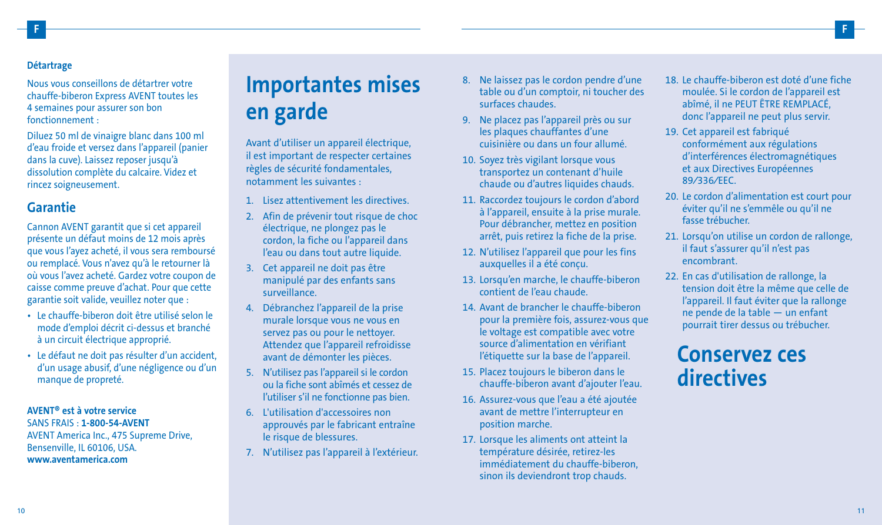**Détartrage**

Nous vous conseillons de détartrer votre chauffe-biberon Express AVENT toutes les 4 semaines pour assurer son bon fonctionnement :

Diluez 50 ml de vinaigre blanc dans 100 ml d'eau froide et versez dans l'appareil (panier dans la cuve). Laissez reposer jusqu'à dissolution complète du calcaire. Videz et rincez soigneusement.

## Garantie

Cannon AVENT garantit que si cet appareil présente un défaut moins de 12 mois après que vous l'ayez acheté, il vous sera remboursé ou remplacé. Vous n'avez qu'à le retourner là où vous l'avez acheté. Gardez votre coupon de caisse comme preuve d'achat. Pour que cette garantie soit valide, veuillez noter que :

- Le chauffe-biberon doit être utilisé selon le mode d'emploi décrit ci-dessus et branché à un circuit électrique approprié.
- Le défaut ne doit pas résulter d'un accident, d'un usage abusif, d'une négligence ou d'un manque de propreté.

**AVENT® est à votre service**
SANS FRAIS : **1-800-54-AVENT**
AVENT America Inc., 475 Supreme Drive, Bensenville, IL 60106, USA.
**www.aventamerica.com**

# Importantes mises en garde

Avant d'utiliser un appareil électrique, il est important de respecter certaines règles de sécurité fondamentales, notamment les suivantes :

1. Lisez attentivement les directives.
2. Afin de prévenir tout risque de choc électrique, ne plongez pas le cordon, la fiche ou l'appareil dans l'eau ou dans tout autre liquide.
3. Cet appareil ne doit pas être manipulé par des enfants sans surveillance.
4. Débranchez l'appareil de la prise murale lorsque vous ne vous en servez pas ou pour le nettoyer. Attendez que l'appareil refroidisse avant de démonter les pièces.
5. N'utilisez pas l'appareil si le cordon ou la fiche sont abîmés et cessez de l'utiliser s'il ne fonctionne pas bien.
6. L'utilisation d'accessoires non approuvés par le fabricant entraîne le risque de blessures.
7. N'utilisez pas l'appareil à l'extérieur.
8. Ne laissez pas le cordon pendre d'une table ou d'un comptoir, ni toucher des surfaces chaudes.
9. Ne placez pas l'appareil près ou sur les plaques chauffantes d'une cuisinière ou dans un four allumé.
10. Soyez très vigilant lorsque vous transportez un contenant d'huile chaude ou d'autres liquides chauds.
11. Raccordez toujours le cordon d'abord à l'appareil, ensuite à la prise murale. Pour débrancher, mettez en position arrêt, puis retirez la fiche de la prise.
12. N'utilisez l'appareil que pour les fins auxquelles il a été conçu.
13. Lorsqu'en marche, le chauffe-biberon contient de l'eau chaude.
14. Avant de brancher le chauffe-biberon pour la première fois, assurez-vous que le voltage est compatible avec votre source d'alimentation en vérifiant l'étiquette sur la base de l'appareil.
15. Placez toujours le biberon dans le chauffe-biberon avant d'ajouter l'eau.
16. Assurez-vous que l'eau a été ajoutée avant de mettre l'interrupteur en position marche.
17. Lorsque les aliments ont atteint la température désirée, retirez-les immédiatement du chauffe-biberon, sinon ils deviendront trop chauds.
18. Le chauffe-biberon est doté d'une fiche moulée. Si le cordon de l'appareil est abîmé, il ne PEUT ÊTRE REMPLACÉ, donc l'appareil ne peut plus servir.
19. Cet appareil est fabriqué conformément aux régulations d'interférences électromagnétiques et aux Directives Européennes 89/336/EEC.
20. Le cordon d'alimentation est court pour éviter qu'il ne s'emmêle ou qu'il ne fasse trébucher.
21. Lorsqu'on utilise un cordon de rallonge, il faut s'assurer qu'il n'est pas encombrant.
22. En cas d'utilisation de rallonge, la tension doit être la même que celle de l'appareil. Il faut éviter que la rallonge ne pende de la table — un enfant pourrait tirer dessus ou trébucher.

# Conservez ces directives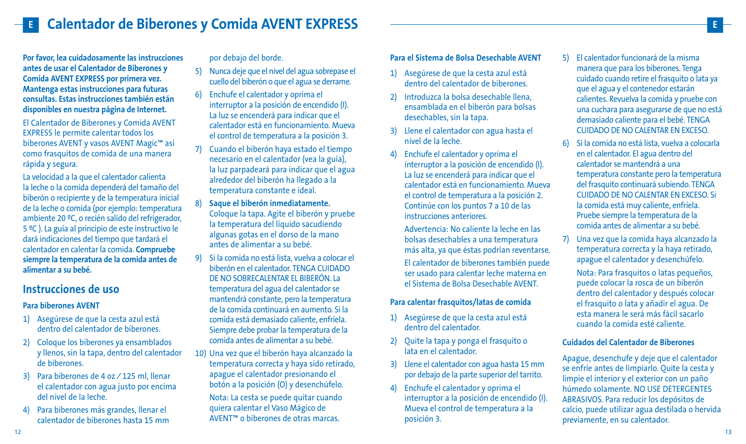# Calentador de Biberones y Comida AVENT EXPRESS

**Por favor, lea cuidadosamente las instrucciones antes de usar el Calentador de Biberones y Comida AVENT EXPRESS por primera vez. Mantenga estas instrucciones para futuras consultas. Estas instrucciones también están disponibles en nuestra página de Internet.**

El Calentador de Biberones y Comida AVENT EXPRESS le permite calentar todos los biberones AVENT y vasos AVENT Magic™ así como frasquitos de comida de una manera rápida y segura.

La velocidad a la que el calentador calienta la leche o la comida dependerá del tamaño del biberón o recipiente y de la temperatura inicial de la leche o comida (por ejemplo: temperatura ambiente 20 ºC, o recién salido del refrigerador, 5 ºC ). La guía al principio de este instructivo le dará indicaciones del tiempo que tardará el calentador en calentar la comida. **Compruebe siempre la temperatura de la comida antes de alimentar a su bebé.**

## Instrucciones de uso

### Para biberones AVENT

1) Asegúrese de que la cesta azul está dentro del calentador de biberones.
2) Coloque los biberones ya ensamblados y llenos, sin la tapa, dentro del calentador de biberones.
3) Para biberones de 4 oz / 125 ml, llenar el calentador con agua justo por encima del nivel de la leche.
4) Para biberones más grandes, llenar el calentador de biberones hasta 15 mm por debajo del borde.
5) Nunca deje que el nivel del agua sobrepase el cuello del biberón o que el agua se derrame.
6) Enchufe el calentador y oprima el interruptor a la posición de encendido (I). La luz se encenderá para indicar que el calentador está en funcionamiento. Mueva el control de temperatura a la posición 3.
7) Cuando el biberón haya estado el tiempo necesario en el calentador (vea la guía), la luz parpadeará para indicar que el agua alrededor del biberón ha llegado a la temperatura constante e ideal.
8) **Saque el biberón inmediatamente.** Coloque la tapa. Agite el biberón y pruebe la temperatura del líquido sacudiendo algunas gotas en el dorso de la mano antes de alimentar a su bebé.
9) Si la comida no está lista, vuelva a colocar el biberón en el calentador. TENGA CUIDADO DE NO SOBRECALENTAR EL BIBERÓN. La temperatura del agua del calentador se mantendrá constante, pero la temperatura de la comida continuará en aumento. Si la comida está demasiado caliente, enfríela. Siempre debe probar la temperatura de la comida antes de alimentar a su bebé.
10) Una vez que el biberón haya alcanzado la temperatura correcta y haya sido retirado, apague el calentador presionando el botón a la posición (O) y desenchúfelo.

    Nota: La cesta se puede quitar cuando quiera calentar el Vaso Mágico de AVENT™ o biberones de otras marcas.

### Para el Sistema de Bolsa Desechable AVENT

1) Asegúrese de que la cesta azul está dentro del calentador de biberones.
2) Introduzca la bolsa desechable llena, ensamblada en el biberón para bolsas desechables, sin la tapa.
3) Llene el calentador con agua hasta el nivel de la leche.
4) Enchufe el calentador y oprima el interruptor a la posición de encendido (I). La luz se encenderá para indicar que el calentador está en funcionamiento. Mueva el control de temperatura a la posición 2. Continúe con los puntos 7 a 10 de las instrucciones anteriores.

   Advertencia: No caliente la leche en las bolsas desechables a una temperatura más alta, ya que éstas podrían reventarse.

   El calentador de biberones también puede ser usado para calentar leche materna en el Sistema de Bolsa Desechable AVENT.

### Para calentar frasquitos/latas de comida

1) Asegúrese de que la cesta azul está dentro del calentador.
2) Quite la tapa y ponga el frasquito o lata en el calentador.
3) Llene el calentador con agua hasta 15 mm por debajo de la parte superior del tarrito.
4) Enchufe el calentador y oprima el interruptor a la posición de encendido (I). Mueva el control de temperatura a la posición 3.
5) El calentador funcionará de la misma manera que para los biberones. Tenga cuidado cuando retire el frasquito o lata ya que el agua y el contenedor estarán calientes. Revuelva la comida y pruebe con una cuchara para asegurarse de que no está demasiado caliente para el bebé. TENGA CUIDADO DE NO CALENTAR EN EXCESO.
6) Si la comida no está lista, vuelva a colocarla en el calentador. El agua dentro del calentador se mantendrá a una temperatura constante pero la temperatura del frasquito continuará subiendo. TENGA CUIDADO DE NO CALENTAR EN EXCESO. Si la comida está muy caliente, enfríela. Pruebe siempre la temperatura de la comida antes de alimentar a su bebé.
7) Una vez que la comida haya alcanzado la temperatura correcta y la haya retirado, apague el calentador y desenchúfelo.

   Nota: Para frasquitos o latas pequeñas, puede colocar la rosca de un biberón dentro del calentador y después colocar el frasquito o lata y añadir el agua. De esta manera le será más fácil sacarlo cuando la comida esté caliente.

### Cuidados del Calentador de Biberones

Apague, desenchufe y deje que el calentador se enfríe antes de limpiarlo. Quite la cesta y limpie el interior y el exterior con un paño húmedo solamente. NO USE DETERGENTES ABRASIVOS. Para reducir los depósitos de calcio, puede utilizar agua destilada o hervida previamente, en su calentador.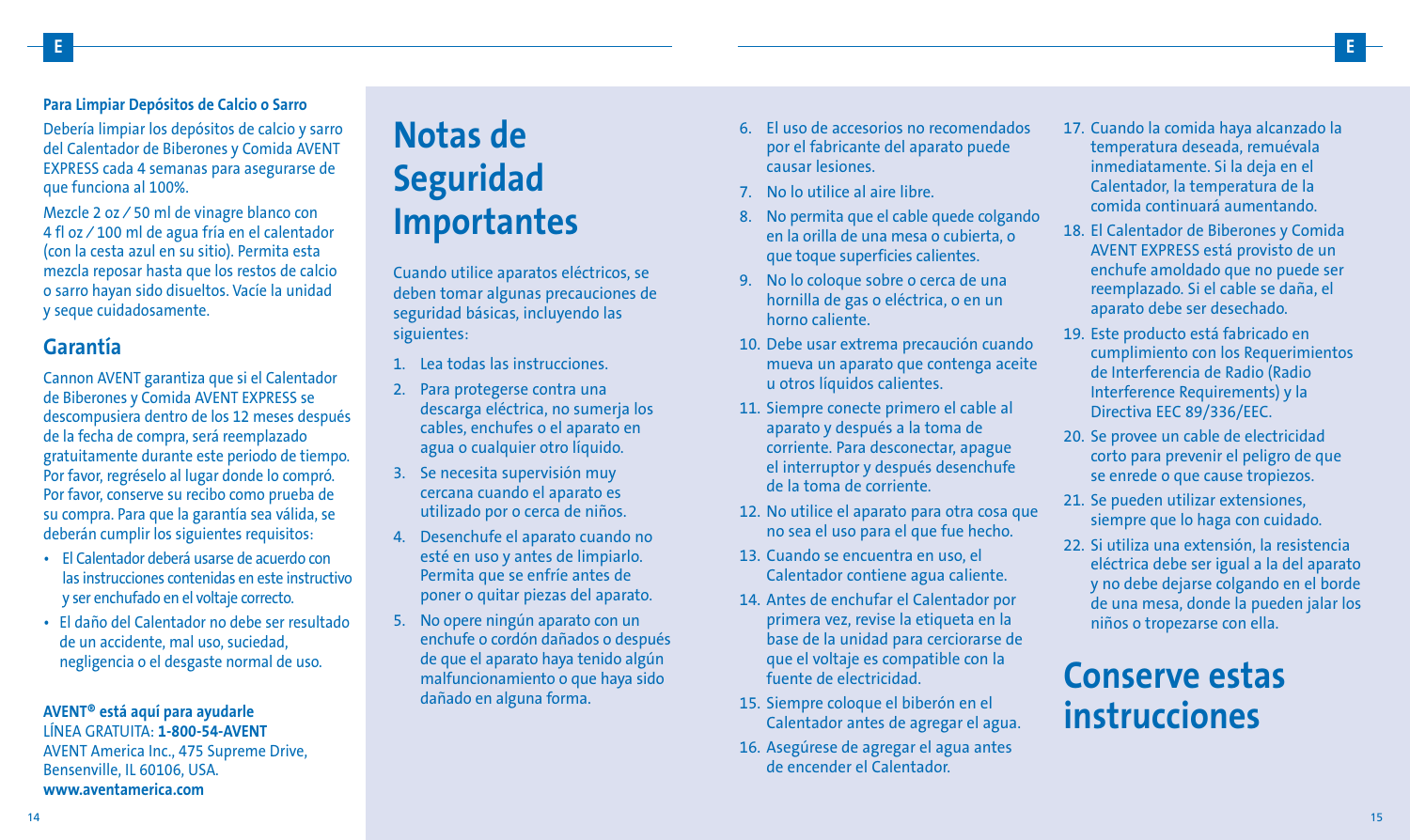**Para Limpiar Depósitos de Calcio o Sarro**

Debería limpiar los depósitos de calcio y sarro del Calentador de Biberones y Comida AVENT EXPRESS cada 4 semanas para asegurarse de que funciona al 100%.

Mezcle 2 oz / 50 ml de vinagre blanco con 4 fl oz / 100 ml de agua fría en el calentador (con la cesta azul en su sitio). Permita esta mezcla reposar hasta que los restos de calcio o sarro hayan sido disueltos. Vacíe la unidad y seque cuidadosamente.

## Garantía

Cannon AVENT garantiza que si el Calentador de Biberones y Comida AVENT EXPRESS se descompusiera dentro de los 12 meses después de la fecha de compra, será reemplazado gratuitamente durante este periodo de tiempo. Por favor, regréselo al lugar donde lo compró. Por favor, conserve su recibo como prueba de su compra. Para que la garantía sea válida, se deberán cumplir los siguientes requisitos:

- El Calentador deberá usarse de acuerdo con las instrucciones contenidas en este instructivo y ser enchufado en el voltaje correcto.
- El daño del Calentador no debe ser resultado de un accidente, mal uso, suciedad, negligencia o el desgaste normal de uso.

**AVENT® está aquí para ayudarle**
LÍNEA GRATUITA: **1-800-54-AVENT**
AVENT America Inc., 475 Supreme Drive, Bensenville, IL 60106, USA.
**www.aventamerica.com**

# Notas de Seguridad Importantes

Cuando utilice aparatos eléctricos, se deben tomar algunas precauciones de seguridad básicas, incluyendo las siguientes:

1. Lea todas las instrucciones.
2. Para protegerse contra una descarga eléctrica, no sumerja los cables, enchufes o el aparato en agua o cualquier otro líquido.
3. Se necesita supervisión muy cercana cuando el aparato es utilizado por o cerca de niños.
4. Desenchufe el aparato cuando no esté en uso y antes de limpiarlo. Permita que se enfríe antes de poner o quitar piezas del aparato.
5. No opere ningún aparato con un enchufe o cordón dañados o después de que el aparato haya tenido algún malfuncionamiento o que haya sido dañado en alguna forma.
6. El uso de accesorios no recomendados por el fabricante del aparato puede causar lesiones.
7. No lo utilice al aire libre.
8. No permita que el cable quede colgando en la orilla de una mesa o cubierta, o que toque superficies calientes.
9. No lo coloque sobre o cerca de una hornilla de gas o eléctrica, o en un horno caliente.
10. Debe usar extrema precaución cuando mueva un aparato que contenga aceite u otros líquidos calientes.
11. Siempre conecte primero el cable al aparato y después a la toma de corriente. Para desconectar, apague el interruptor y después desenchufe de la toma de corriente.
12. No utilice el aparato para otra cosa que no sea el uso para el que fue hecho.
13. Cuando se encuentra en uso, el Calentador contiene agua caliente.
14. Antes de enchufar el Calentador por primera vez, revise la etiqueta en la base de la unidad para cerciorarse de que el voltaje es compatible con la fuente de electricidad.
15. Siempre coloque el biberón en el Calentador antes de agregar el agua.
16. Asegúrese de agregar el agua antes de encender el Calentador.
17. Cuando la comida haya alcanzado la temperatura deseada, remuévala inmediatamente. Si la deja en el Calentador, la temperatura de la comida continuará aumentando.
18. El Calentador de Biberones y Comida AVENT EXPRESS está provisto de un enchufe amoldado que no puede ser reemplazado. Si el cable se daña, el aparato debe ser desechado.
19. Este producto está fabricado en cumplimiento con los Requerimientos de Interferencia de Radio (Radio Interference Requirements) y la Directiva EEC 89/336/EEC.
20. Se provee un cable de electricidad corto para prevenir el peligro de que se enrede o que cause tropiezos.
21. Se pueden utilizar extensiones, siempre que lo haga con cuidado.
22. Si utiliza una extensión, la resistencia eléctrica debe ser igual a la del aparato y no debe dejarse colgando en el borde de una mesa, donde la pueden jalar los niños o tropezarse con ella.

# Conserve estas instrucciones